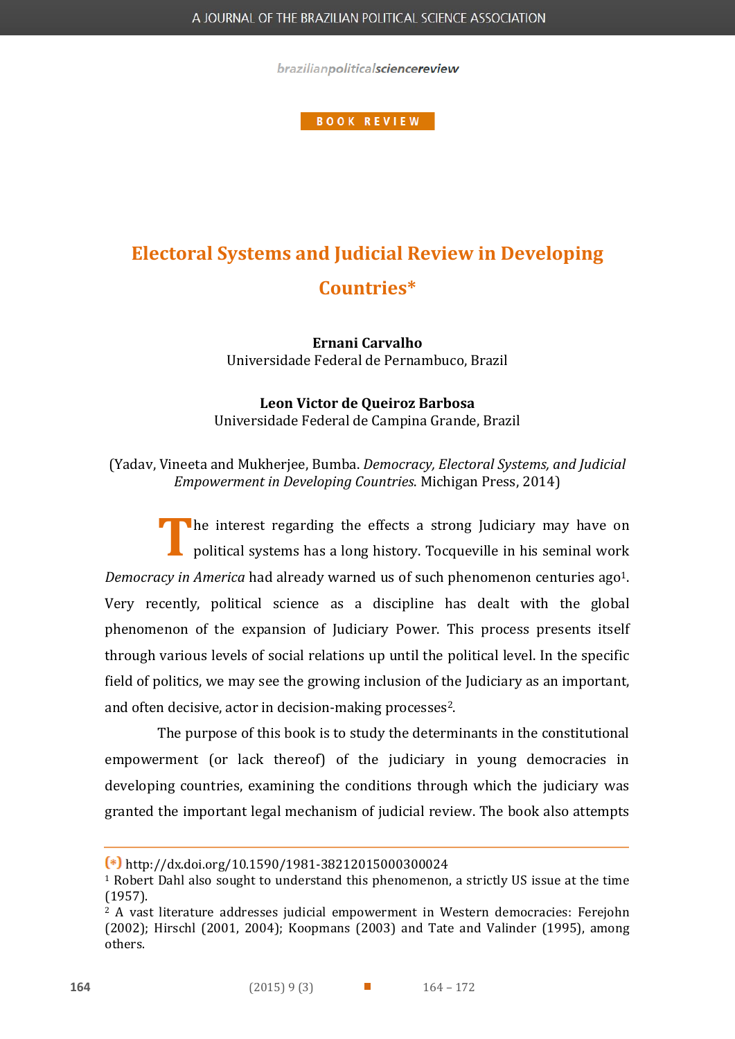BOOK REVIEW

# Electoral Systems and Judicial Review in Developing Countries*

**Ernani Carvalho**
Universidade Federal de Pernambuco, Brazil

**Leon Victor de Queiroz Barbosa**
Universidade Federal de Campina Grande, Brazil

(Yadav, Vineeta and Mukherjee, Bumba. *Democracy, Electoral Systems, and Judicial Empowerment in Developing Countries*. Michigan Press, 2014)

The interest regarding the effects a strong Judiciary may have on political systems has a long history. Tocqueville in his seminal work *Democracy in America* had already warned us of such phenomenon centuries ago[1]. Very recently, political science as a discipline has dealt with the global phenomenon of the expansion of Judiciary Power. This process presents itself through various levels of social relations up until the political level. In the specific field of politics, we may see the growing inclusion of the Judiciary as an important, and often decisive, actor in decision-making processes[2].

The purpose of this book is to study the determinants in the constitutional empowerment (or lack thereof) of the judiciary in young democracies in developing countries, examining the conditions through which the judiciary was granted the important legal mechanism of judicial review. The book also attempts

(*) http://dx.doi.org/10.1590/1981-38212015000300024

[1] Robert Dahl also sought to understand this phenomenon, a strictly US issue at the time (1957).

[2] A vast literature addresses judicial empowerment in Western democracies: Ferejohn (2002); Hirschl (2001, 2004); Koopmans (2003) and Tate and Valinder (1995), among others.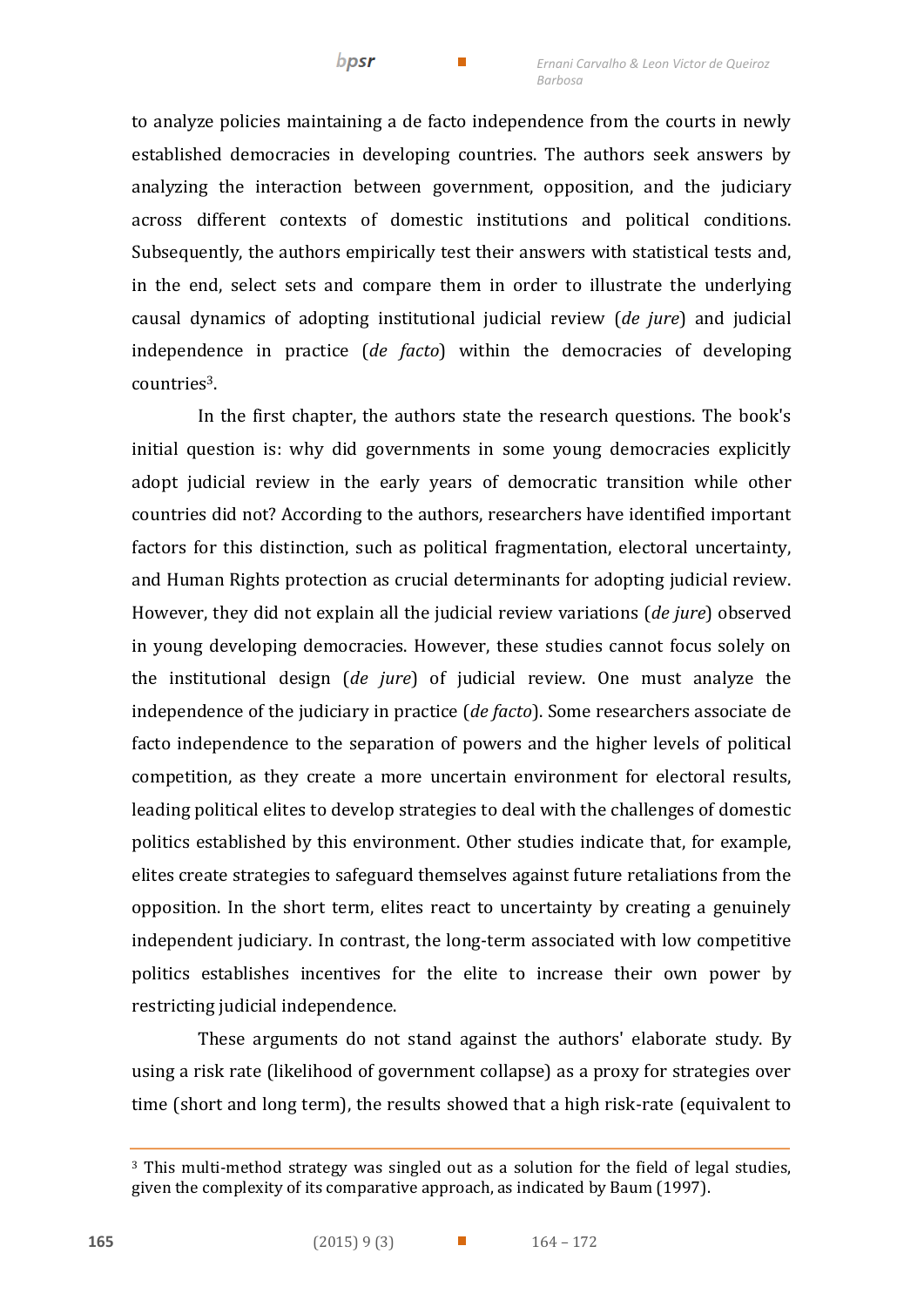to analyze policies maintaining a de facto independence from the courts in newly established democracies in developing countries. The authors seek answers by analyzing the interaction between government, opposition, and the judiciary across different contexts of domestic institutions and political conditions. Subsequently, the authors empirically test their answers with statistical tests and, in the end, select sets and compare them in order to illustrate the underlying causal dynamics of adopting institutional judicial review (*de jure*) and judicial independence in practice (*de facto*) within the democracies of developing countries[3].

In the first chapter, the authors state the research questions. The book's initial question is: why did governments in some young democracies explicitly adopt judicial review in the early years of democratic transition while other countries did not? According to the authors, researchers have identified important factors for this distinction, such as political fragmentation, electoral uncertainty, and Human Rights protection as crucial determinants for adopting judicial review. However, they did not explain all the judicial review variations (*de jure*) observed in young developing democracies. However, these studies cannot focus solely on the institutional design (*de jure*) of judicial review. One must analyze the independence of the judiciary in practice (*de facto*). Some researchers associate de facto independence to the separation of powers and the higher levels of political competition, as they create a more uncertain environment for electoral results, leading political elites to develop strategies to deal with the challenges of domestic politics established by this environment. Other studies indicate that, for example, elites create strategies to safeguard themselves against future retaliations from the opposition. In the short term, elites react to uncertainty by creating a genuinely independent judiciary. In contrast, the long-term associated with low competitive politics establishes incentives for the elite to increase their own power by restricting judicial independence.

These arguments do not stand against the authors' elaborate study. By using a risk rate (likelihood of government collapse) as a proxy for strategies over time (short and long term), the results showed that a high risk-rate (equivalent to

[3] This multi-method strategy was singled out as a solution for the field of legal studies, given the complexity of its comparative approach, as indicated by Baum (1997).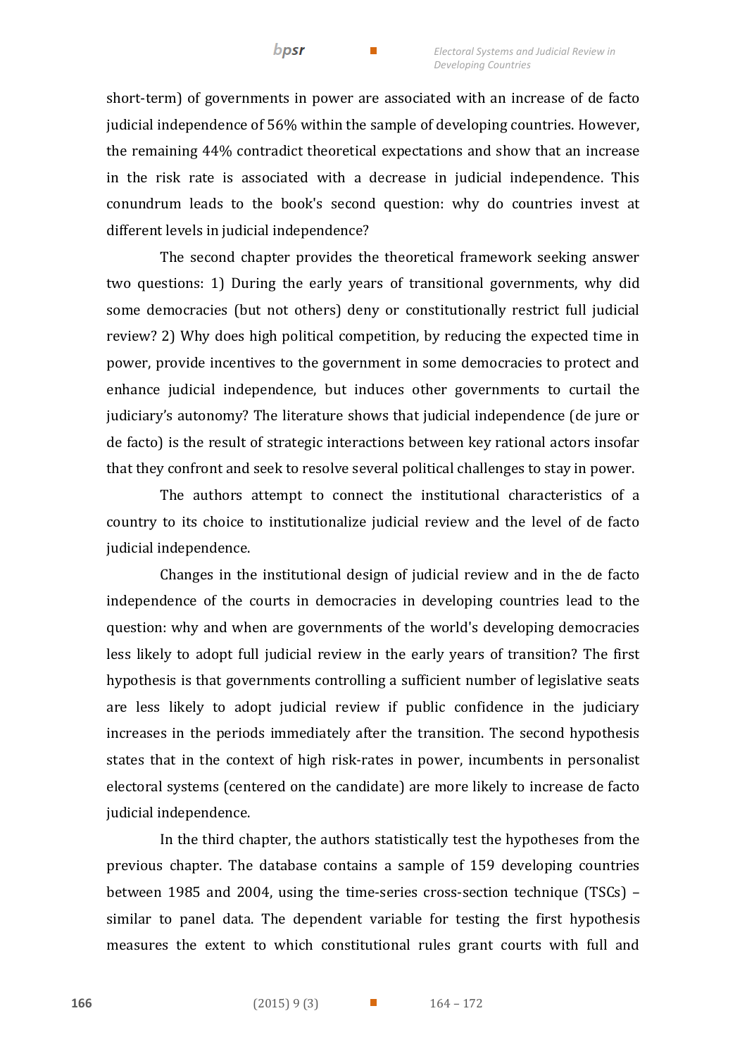short-term) of governments in power are associated with an increase of de facto judicial independence of 56% within the sample of developing countries. However, the remaining 44% contradict theoretical expectations and show that an increase in the risk rate is associated with a decrease in judicial independence. This conundrum leads to the book's second question: why do countries invest at different levels in judicial independence?

The second chapter provides the theoretical framework seeking answer two questions: 1) During the early years of transitional governments, why did some democracies (but not others) deny or constitutionally restrict full judicial review? 2) Why does high political competition, by reducing the expected time in power, provide incentives to the government in some democracies to protect and enhance judicial independence, but induces other governments to curtail the judiciary's autonomy? The literature shows that judicial independence (de jure or de facto) is the result of strategic interactions between key rational actors insofar that they confront and seek to resolve several political challenges to stay in power.

The authors attempt to connect the institutional characteristics of a country to its choice to institutionalize judicial review and the level of de facto judicial independence.

Changes in the institutional design of judicial review and in the de facto independence of the courts in democracies in developing countries lead to the question: why and when are governments of the world's developing democracies less likely to adopt full judicial review in the early years of transition? The first hypothesis is that governments controlling a sufficient number of legislative seats are less likely to adopt judicial review if public confidence in the judiciary increases in the periods immediately after the transition. The second hypothesis states that in the context of high risk-rates in power, incumbents in personalist electoral systems (centered on the candidate) are more likely to increase de facto judicial independence.

In the third chapter, the authors statistically test the hypotheses from the previous chapter. The database contains a sample of 159 developing countries between 1985 and 2004, using the time-series cross-section technique (TSCs) – similar to panel data. The dependent variable for testing the first hypothesis measures the extent to which constitutional rules grant courts with full and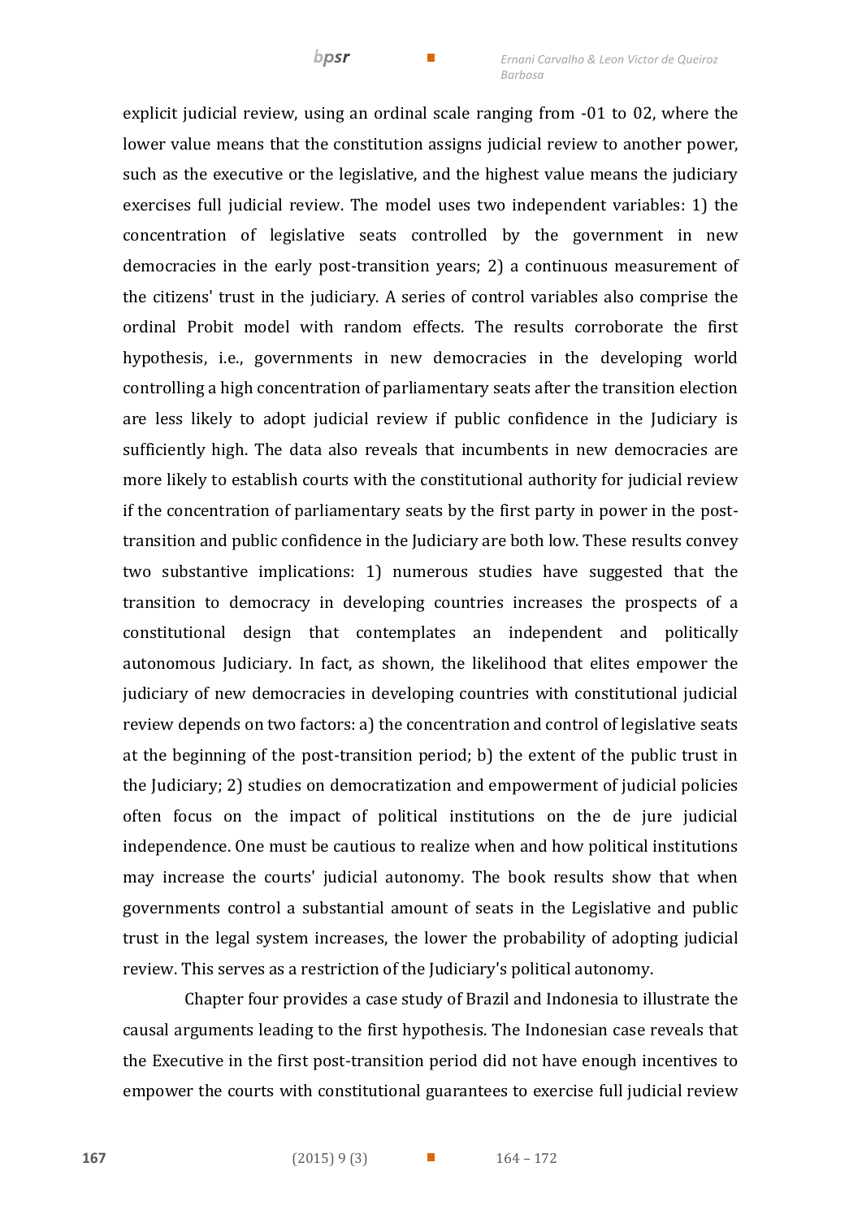explicit judicial review, using an ordinal scale ranging from -01 to 02, where the lower value means that the constitution assigns judicial review to another power, such as the executive or the legislative, and the highest value means the judiciary exercises full judicial review. The model uses two independent variables: 1) the concentration of legislative seats controlled by the government in new democracies in the early post-transition years; 2) a continuous measurement of the citizens' trust in the judiciary. A series of control variables also comprise the ordinal Probit model with random effects. The results corroborate the first hypothesis, i.e., governments in new democracies in the developing world controlling a high concentration of parliamentary seats after the transition election are less likely to adopt judicial review if public confidence in the Judiciary is sufficiently high. The data also reveals that incumbents in new democracies are more likely to establish courts with the constitutional authority for judicial review if the concentration of parliamentary seats by the first party in power in the post-transition and public confidence in the Judiciary are both low. These results convey two substantive implications: 1) numerous studies have suggested that the transition to democracy in developing countries increases the prospects of a constitutional design that contemplates an independent and politically autonomous Judiciary. In fact, as shown, the likelihood that elites empower the judiciary of new democracies in developing countries with constitutional judicial review depends on two factors: a) the concentration and control of legislative seats at the beginning of the post-transition period; b) the extent of the public trust in the Judiciary; 2) studies on democratization and empowerment of judicial policies often focus on the impact of political institutions on the de jure judicial independence. One must be cautious to realize when and how political institutions may increase the courts' judicial autonomy. The book results show that when governments control a substantial amount of seats in the Legislative and public trust in the legal system increases, the lower the probability of adopting judicial review. This serves as a restriction of the Judiciary's political autonomy.

Chapter four provides a case study of Brazil and Indonesia to illustrate the causal arguments leading to the first hypothesis. The Indonesian case reveals that the Executive in the first post-transition period did not have enough incentives to empower the courts with constitutional guarantees to exercise full judicial review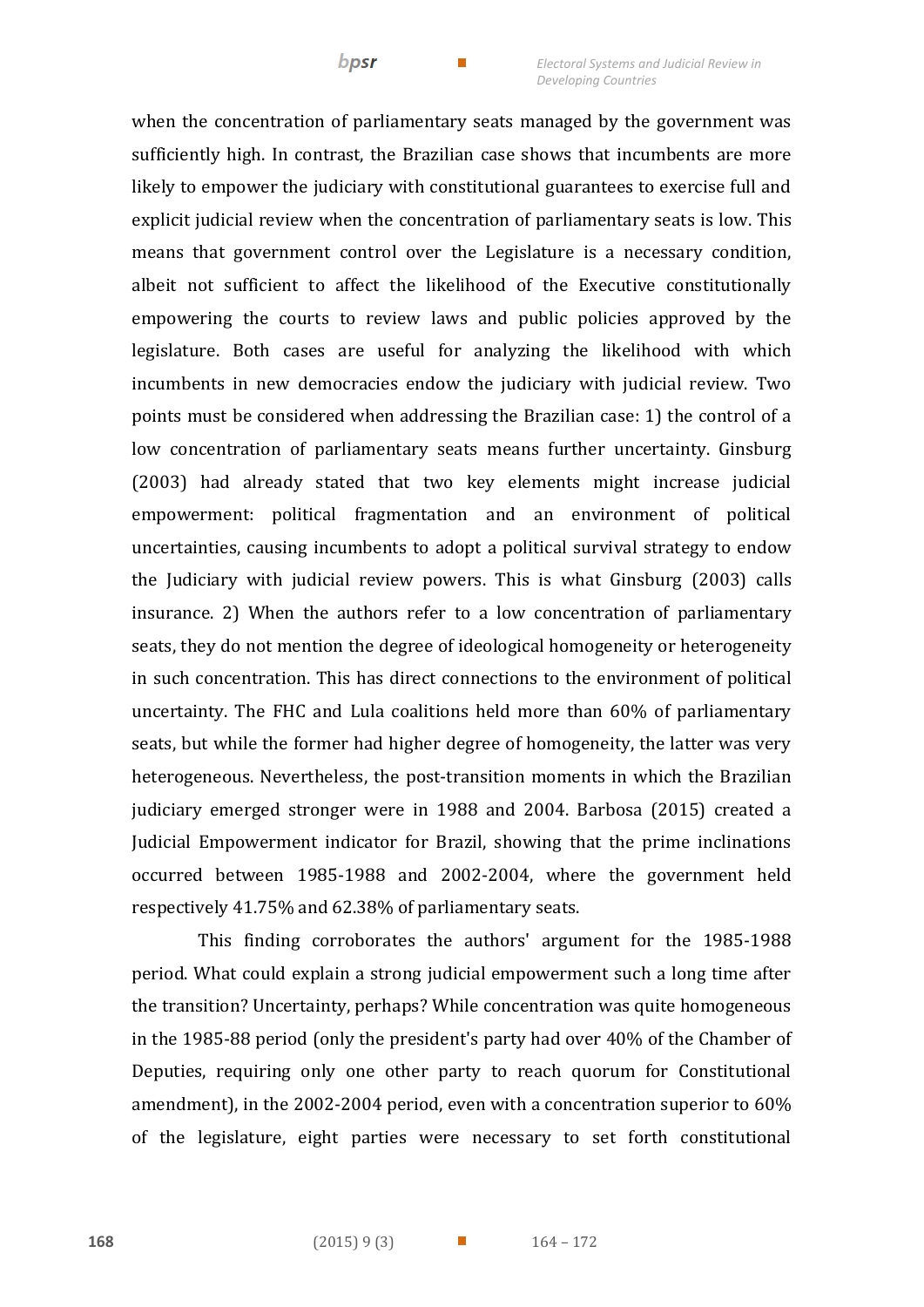when the concentration of parliamentary seats managed by the government was sufficiently high. In contrast, the Brazilian case shows that incumbents are more likely to empower the judiciary with constitutional guarantees to exercise full and explicit judicial review when the concentration of parliamentary seats is low. This means that government control over the Legislature is a necessary condition, albeit not sufficient to affect the likelihood of the Executive constitutionally empowering the courts to review laws and public policies approved by the legislature. Both cases are useful for analyzing the likelihood with which incumbents in new democracies endow the judiciary with judicial review. Two points must be considered when addressing the Brazilian case: 1) the control of a low concentration of parliamentary seats means further uncertainty. Ginsburg (2003) had already stated that two key elements might increase judicial empowerment: political fragmentation and an environment of political uncertainties, causing incumbents to adopt a political survival strategy to endow the Judiciary with judicial review powers. This is what Ginsburg (2003) calls insurance. 2) When the authors refer to a low concentration of parliamentary seats, they do not mention the degree of ideological homogeneity or heterogeneity in such concentration. This has direct connections to the environment of political uncertainty. The FHC and Lula coalitions held more than 60% of parliamentary seats, but while the former had higher degree of homogeneity, the latter was very heterogeneous. Nevertheless, the post-transition moments in which the Brazilian judiciary emerged stronger were in 1988 and 2004. Barbosa (2015) created a Judicial Empowerment indicator for Brazil, showing that the prime inclinations occurred between 1985-1988 and 2002-2004, where the government held respectively 41.75% and 62.38% of parliamentary seats.

This finding corroborates the authors' argument for the 1985-1988 period. What could explain a strong judicial empowerment such a long time after the transition? Uncertainty, perhaps? While concentration was quite homogeneous in the 1985-88 period (only the president's party had over 40% of the Chamber of Deputies, requiring only one other party to reach quorum for Constitutional amendment), in the 2002-2004 period, even with a concentration superior to 60% of the legislature, eight parties were necessary to set forth constitutional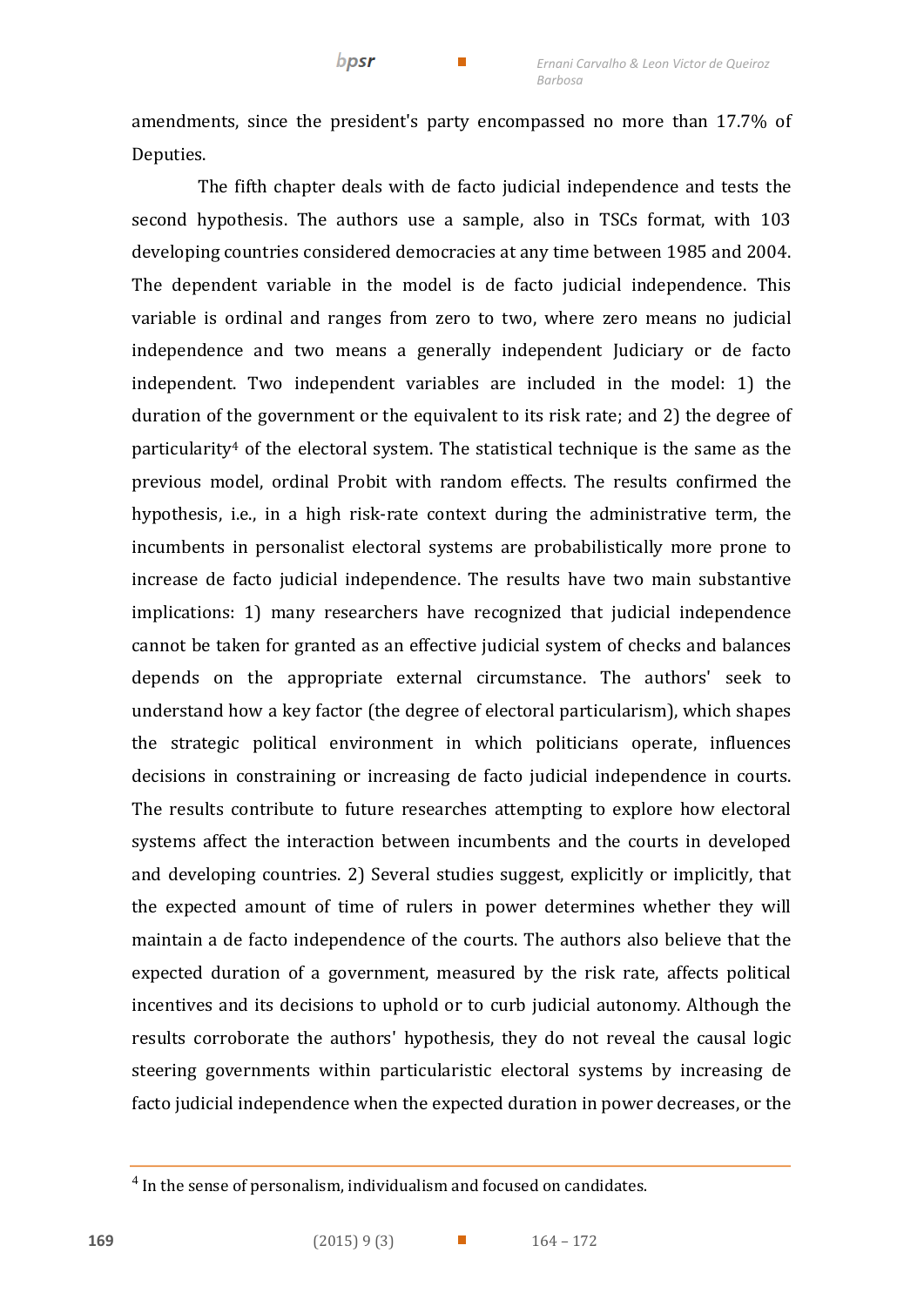amendments, since the president's party encompassed no more than 17.7% of Deputies.

The fifth chapter deals with de facto judicial independence and tests the second hypothesis. The authors use a sample, also in TSCs format, with 103 developing countries considered democracies at any time between 1985 and 2004. The dependent variable in the model is de facto judicial independence. This variable is ordinal and ranges from zero to two, where zero means no judicial independence and two means a generally independent Judiciary or de facto independent. Two independent variables are included in the model: 1) the duration of the government or the equivalent to its risk rate; and 2) the degree of particularity[4] of the electoral system. The statistical technique is the same as the previous model, ordinal Probit with random effects. The results confirmed the hypothesis, i.e., in a high risk-rate context during the administrative term, the incumbents in personalist electoral systems are probabilistically more prone to increase de facto judicial independence. The results have two main substantive implications: 1) many researchers have recognized that judicial independence cannot be taken for granted as an effective judicial system of checks and balances depends on the appropriate external circumstance. The authors' seek to understand how a key factor (the degree of electoral particularism), which shapes the strategic political environment in which politicians operate, influences decisions in constraining or increasing de facto judicial independence in courts. The results contribute to future researches attempting to explore how electoral systems affect the interaction between incumbents and the courts in developed and developing countries. 2) Several studies suggest, explicitly or implicitly, that the expected amount of time of rulers in power determines whether they will maintain a de facto independence of the courts. The authors also believe that the expected duration of a government, measured by the risk rate, affects political incentives and its decisions to uphold or to curb judicial autonomy. Although the results corroborate the authors' hypothesis, they do not reveal the causal logic steering governments within particularistic electoral systems by increasing de facto judicial independence when the expected duration in power decreases, or the

[4] In the sense of personalism, individualism and focused on candidates.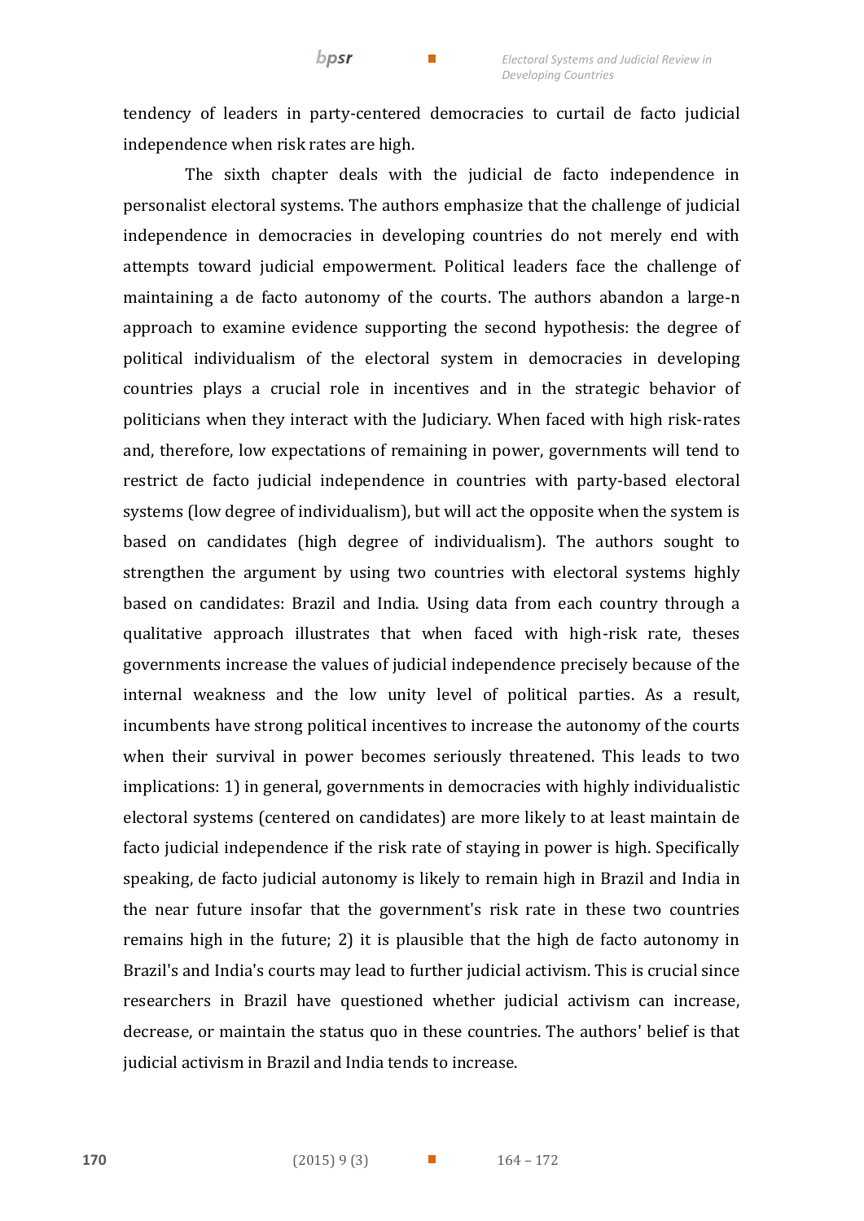tendency of leaders in party-centered democracies to curtail de facto judicial independence when risk rates are high.

The sixth chapter deals with the judicial de facto independence in personalist electoral systems. The authors emphasize that the challenge of judicial independence in democracies in developing countries do not merely end with attempts toward judicial empowerment. Political leaders face the challenge of maintaining a de facto autonomy of the courts. The authors abandon a large-n approach to examine evidence supporting the second hypothesis: the degree of political individualism of the electoral system in democracies in developing countries plays a crucial role in incentives and in the strategic behavior of politicians when they interact with the Judiciary. When faced with high risk-rates and, therefore, low expectations of remaining in power, governments will tend to restrict de facto judicial independence in countries with party-based electoral systems (low degree of individualism), but will act the opposite when the system is based on candidates (high degree of individualism). The authors sought to strengthen the argument by using two countries with electoral systems highly based on candidates: Brazil and India. Using data from each country through a qualitative approach illustrates that when faced with high-risk rate, theses governments increase the values of judicial independence precisely because of the internal weakness and the low unity level of political parties. As a result, incumbents have strong political incentives to increase the autonomy of the courts when their survival in power becomes seriously threatened. This leads to two implications: 1) in general, governments in democracies with highly individualistic electoral systems (centered on candidates) are more likely to at least maintain de facto judicial independence if the risk rate of staying in power is high. Specifically speaking, de facto judicial autonomy is likely to remain high in Brazil and India in the near future insofar that the government's risk rate in these two countries remains high in the future; 2) it is plausible that the high de facto autonomy in Brazil's and India's courts may lead to further judicial activism. This is crucial since researchers in Brazil have questioned whether judicial activism can increase, decrease, or maintain the status quo in these countries. The authors' belief is that judicial activism in Brazil and India tends to increase.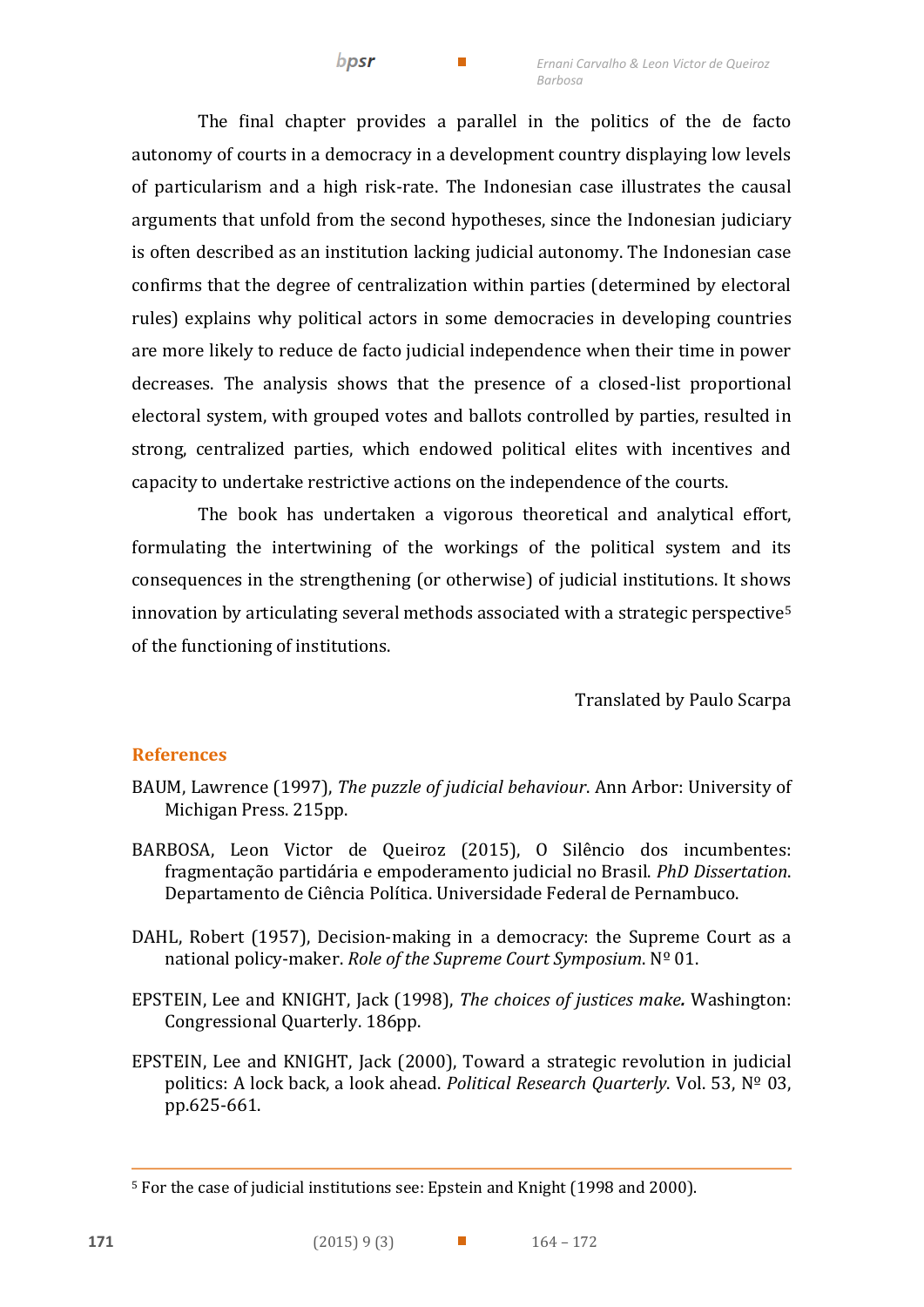The final chapter provides a parallel in the politics of the de facto autonomy of courts in a democracy in a development country displaying low levels of particularism and a high risk-rate. The Indonesian case illustrates the causal arguments that unfold from the second hypotheses, since the Indonesian judiciary is often described as an institution lacking judicial autonomy. The Indonesian case confirms that the degree of centralization within parties (determined by electoral rules) explains why political actors in some democracies in developing countries are more likely to reduce de facto judicial independence when their time in power decreases. The analysis shows that the presence of a closed-list proportional electoral system, with grouped votes and ballots controlled by parties, resulted in strong, centralized parties, which endowed political elites with incentives and capacity to undertake restrictive actions on the independence of the courts.

The book has undertaken a vigorous theoretical and analytical effort, formulating the intertwining of the workings of the political system and its consequences in the strengthening (or otherwise) of judicial institutions. It shows innovation by articulating several methods associated with a strategic perspective[5] of the functioning of institutions.

Translated by Paulo Scarpa

## References

BAUM, Lawrence (1997), *The puzzle of judicial behaviour*. Ann Arbor: University of Michigan Press. 215pp.

BARBOSA, Leon Victor de Queiroz (2015), O Silêncio dos incumbentes: fragmentação partidária e empoderamento judicial no Brasil. *PhD Dissertation*. Departamento de Ciência Política. Universidade Federal de Pernambuco.

DAHL, Robert (1957), Decision-making in a democracy: the Supreme Court as a national policy-maker. *Role of the Supreme Court Symposium*. Nº 01.

EPSTEIN, Lee and KNIGHT, Jack (1998), *The choices of justices make.* Washington: Congressional Quarterly. 186pp.

EPSTEIN, Lee and KNIGHT, Jack (2000), Toward a strategic revolution in judicial politics: A lock back, a look ahead. *Political Research Quarterly*. Vol. 53, Nº 03, pp.625-661.

---

[5] For the case of judicial institutions see: Epstein and Knight (1998 and 2000).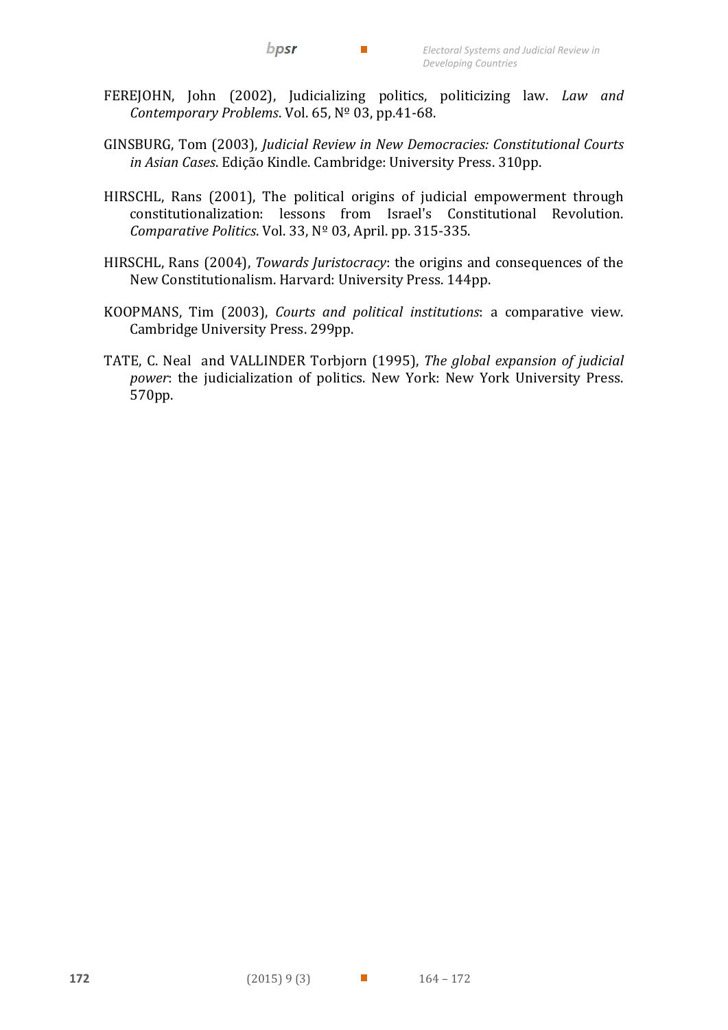FEREJOHN, John (2002), Judicializing politics, politicizing law. *Law and Contemporary Problems*. Vol. 65, Nº 03, pp.41-68.

GINSBURG, Tom (2003), *Judicial Review in New Democracies: Constitutional Courts in Asian Cases*. Edição Kindle. Cambridge: University Press. 310pp.

HIRSCHL, Rans (2001), The political origins of judicial empowerment through constitutionalization: lessons from Israel's Constitutional Revolution. *Comparative Politics*. Vol. 33, Nº 03, April. pp. 315-335.

HIRSCHL, Rans (2004), *Towards Juristocracy*: the origins and consequences of the New Constitutionalism. Harvard: University Press. 144pp.

KOOPMANS, Tim (2003), *Courts and political institutions*: a comparative view. Cambridge University Press. 299pp.

TATE, C. Neal and VALLINDER Torbjorn (1995), *The global expansion of judicial power*: the judicialization of politics. New York: New York University Press. 570pp.